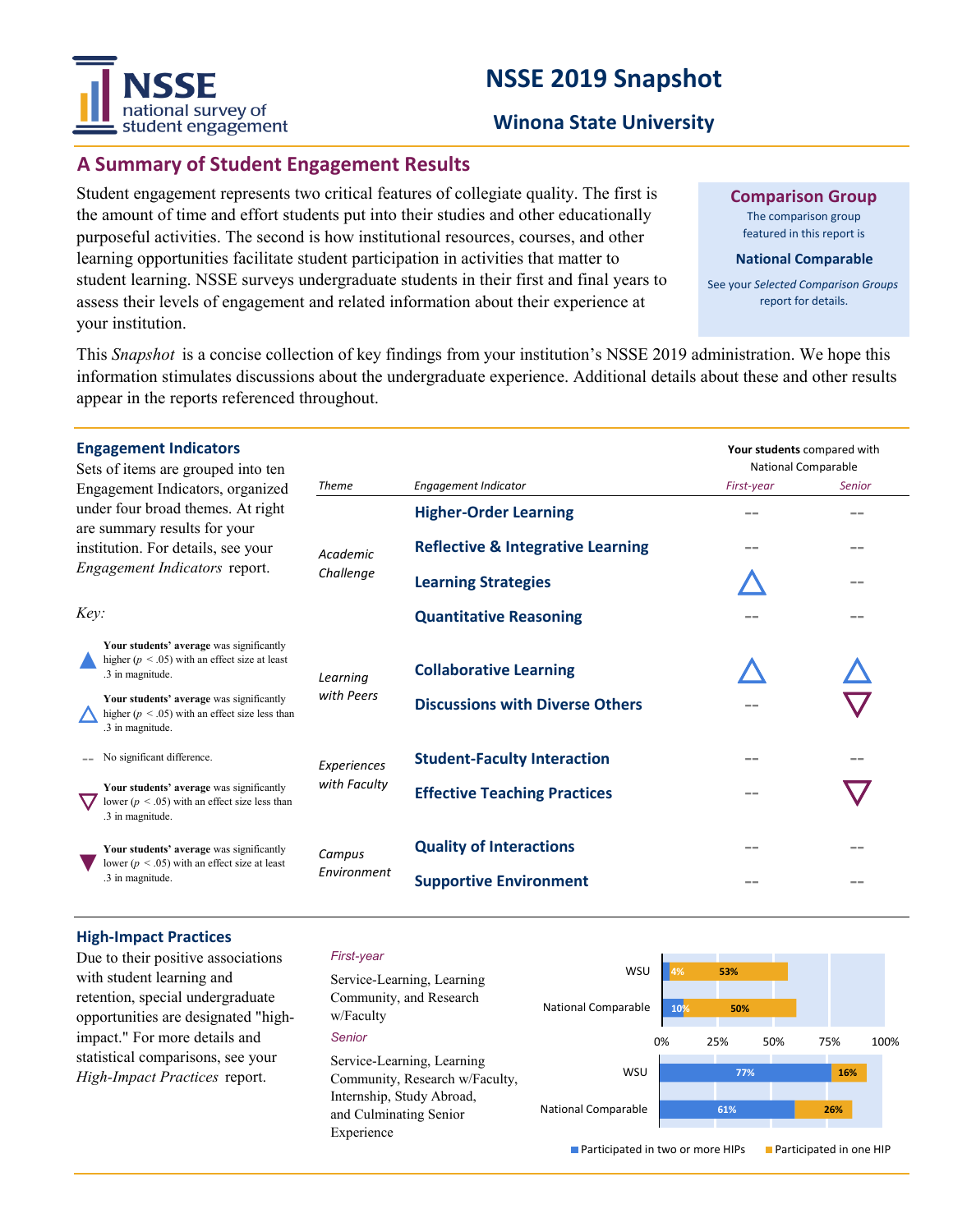# NSSE 2019 Snapshot

## Winona State University

## A Summary of Student Engagement Results

Student engagement represents two critical features of collegiate quality. The first is the amount of time and effort students put into their studies and other educationally purposeful activities. The second is how institutional resources, courses, and other learning opportunities facilitate student participation in activities that matter to student learning. NSSE surveys undergraduate students in their first and final years to assess their levels of engagement and related information about their experience at your institution.

**Comparison Group**

The comparison group featured in this report is

**National Comparable**

See your *Selected Comparison Groups* report for details.

This *Snapshot* is a concise collection of key findings from your institution's NSSE 2019 administration. We hope this information stimulates discussions about the undergraduate experience. Additional details about these and other results appear in the reports referenced throughout.

### Engagement Indicators

Sets of items are grouped into ten Engagement Indicators, organized under four broad themes. At right are summary results for your institution. For details, see your *Engagement Indicators* report.

**Your students** compared with National Comparable

| *Theme* | *Engagement Indicator* | *First-year* | *Senior* |
|---|---|---|---|
| *Academic Challenge* | **Higher-Order Learning** | -- | -- |
| | **Reflective & Integrative Learning** | -- | -- |
| | **Learning Strategies** | △ | -- |
| | **Quantitative Reasoning** | -- | -- |
| *Learning with Peers* | **Collaborative Learning** | △ | △ |
| | **Discussions with Diverse Others** | -- | ▽ |
| *Experiences with Faculty* | **Student-Faculty Interaction** | -- | -- |
| | **Effective Teaching Practices** | -- | ▽ |
| *Campus Environment* | **Quality of Interactions** | -- | -- |
| | **Supportive Environment** | -- | -- |

*Key:*

- ▲ **Your students' average** was significantly higher ($p < .05$) with an effect size at least .3 in magnitude.
- △ **Your students' average** was significantly higher ($p < .05$) with an effect size less than .3 in magnitude.
- -- No significant difference.
- ▽ **Your students' average** was significantly lower ($p < .05$) with an effect size less than .3 in magnitude.
- ▼ **Your students' average** was significantly lower ($p < .05$) with an effect size at least .3 in magnitude.

### High-Impact Practices

Due to their positive associations with student learning and retention, special undergraduate opportunities are designated "high-impact." For more details and statistical comparisons, see your *High-Impact Practices* report.

*First-year*

Service-Learning, Learning Community, and Research w/Faculty

*Senior*

Service-Learning, Learning Community, Research w/Faculty, Internship, Study Abroad, and Culminating Senior Experience

| Group | | Participated in two or more HIPs | Participated in one HIP |
|---|---|---|---|
| First-year | WSU | 4% | 53% |
| First-year | National Comparable | 10% | 50% |
| Senior | WSU | 77% | 16% |
| Senior | National Comparable | 61% | 26% |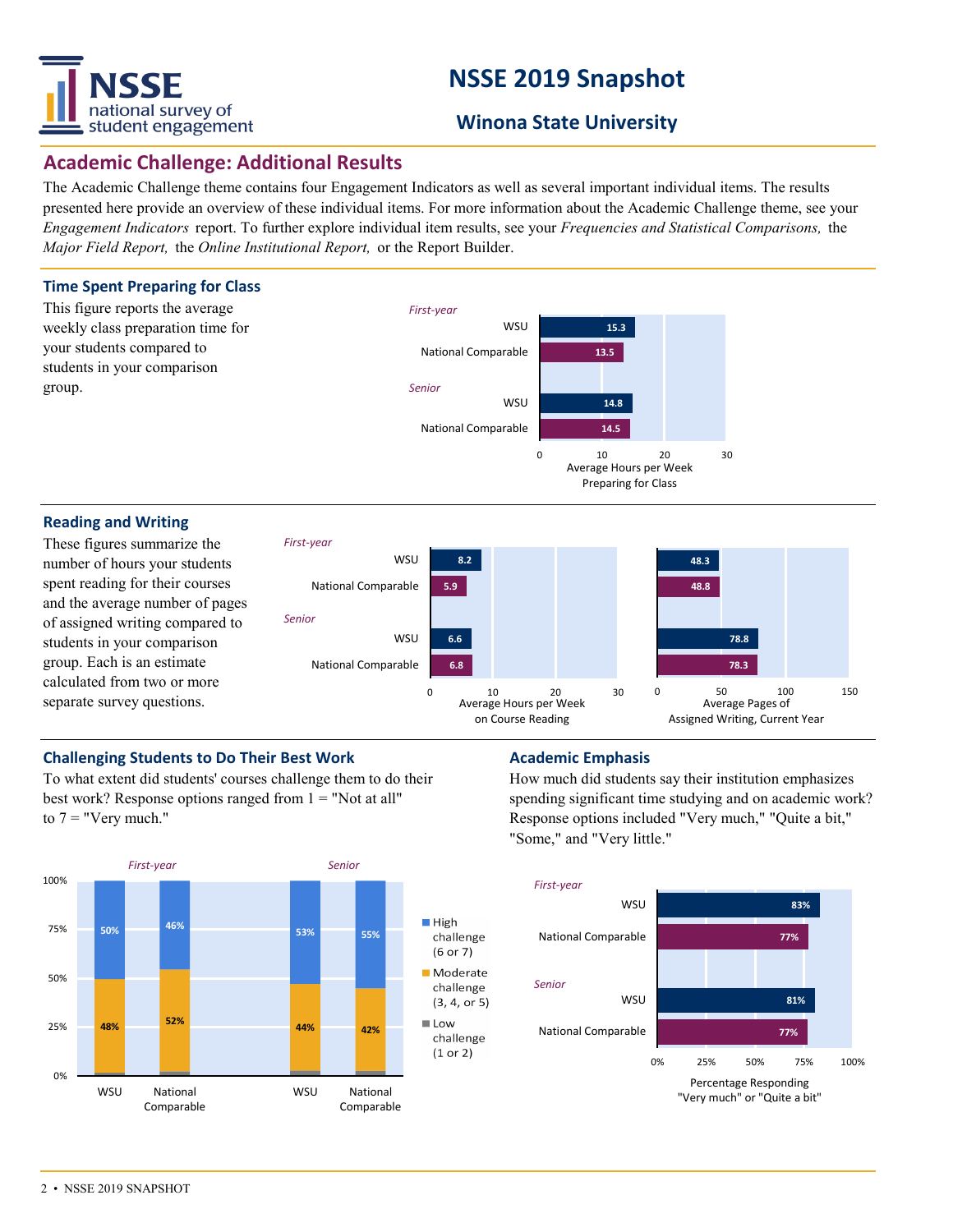# NSSE 2019 Snapshot

## Winona State University

## Academic Challenge: Additional Results

The Academic Challenge theme contains four Engagement Indicators as well as several important individual items. The results presented here provide an overview of these individual items. For more information about the Academic Challenge theme, see your *Engagement Indicators* report. To further explore individual item results, see your *Frequencies and Statistical Comparisons,* the *Major Field Report,* the *Online Institutional Report,* or the Report Builder.

### Time Spent Preparing for Class

This figure reports the average weekly class preparation time for your students compared to students in your comparison group.

| | | Average Hours per Week Preparing for Class |
|---|---|---|
| *First-year* | WSU | 15.3 |
| | National Comparable | 13.5 |
| *Senior* | WSU | 14.8 |
| | National Comparable | 14.5 |

### Reading and Writing

These figures summarize the number of hours your students spent reading for their courses and the average number of pages of assigned writing compared to students in your comparison group. Each is an estimate calculated from two or more separate survey questions.

| | | Average Hours per Week on Course Reading | Average Pages of Assigned Writing, Current Year |
|---|---|---|---|
| *First-year* | WSU | 8.2 | 48.3 |
| | National Comparable | 5.9 | 48.8 |
| *Senior* | WSU | 6.6 | 78.8 |
| | National Comparable | 6.8 | 78.3 |

### Challenging Students to Do Their Best Work

To what extent did students' courses challenge them to do their best work? Response options ranged from 1 = "Not at all" to 7 = "Very much."

| | | High challenge (6 or 7) | Moderate challenge (3, 4, or 5) |
|---|---|---|---|
| *First-year* | WSU | 50% | 48% |
| | National Comparable | 46% | 52% |
| *Senior* | WSU | 53% | 44% |
| | National Comparable | 55% | 42% |

Low challenge (1 or 2)

### Academic Emphasis

How much did students say their institution emphasizes spending significant time studying and on academic work? Response options included "Very much," "Quite a bit," "Some," and "Very little."

| | | Percentage Responding "Very much" or "Quite a bit" |
|---|---|---|
| *First-year* | WSU | 83% |
| | National Comparable | 77% |
| *Senior* | WSU | 81% |
| | National Comparable | 77% |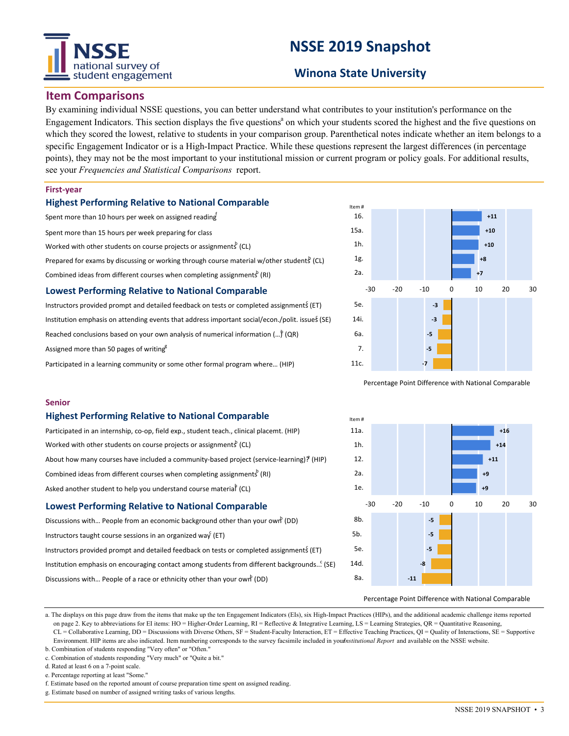# NSSE 2019 Snapshot

## Winona State University

## Item Comparisons

By examining individual NSSE questions, you can better understand what contributes to your institution's performance on the Engagement Indicators. This section displays the five questions[a] on which your students scored the highest and the five questions on which they scored the lowest, relative to students in your comparison group. Parenthetical notes indicate whether an item belongs to a specific Engagement Indicator or is a High-Impact Practice. While these questions represent the largest differences (in percentage points), they may not be the most important to your institutional mission or current program or policy goals. For additional results, see your *Frequencies and Statistical Comparisons* report.

### First-year

#### Highest Performing Relative to National Comparable

| Item | Item # | Percentage Point Difference with National Comparable |
|---|---|---|
| Spent more than 10 hours per week on assigned reading[f] | 16. | +11 |
| Spent more than 15 hours per week preparing for class | 15a. | +10 |
| Worked with other students on course projects or assignments[b] (CL) | 1h. | +10 |
| Prepared for exams by discussing or working through course material w/other students[b] (CL) | 1g. | +8 |
| Combined ideas from different courses when completing assignments[b] (RI) | 2a. | +7 |

#### Lowest Performing Relative to National Comparable

| Item | Item # | Percentage Point Difference with National Comparable |
|---|---|---|
| Instructors provided prompt and detailed feedback on tests or completed assignments[c] (ET) | 5e. | -3 |
| Institution emphasis on attending events that address important social/econ./polit. issues[c] (SE) | 14i. | -3 |
| Reached conclusions based on your own analysis of numerical information (...)[b] (QR) | 6a. | -5 |
| Assigned more than 50 pages of writing[g] | 7. | -5 |
| Participated in a learning community or some other formal program where... (HIP) | 11c. | -7 |

### Senior

#### Highest Performing Relative to National Comparable

| Item | Item # | Percentage Point Difference with National Comparable |
|---|---|---|
| Participated in an internship, co-op, field exp., student teach., clinical placemt. (HIP) | 11a. | +16 |
| Worked with other students on course projects or assignments[b] (CL) | 1h. | +14 |
| About how many courses have included a community-based project (service-learning)?[e] (HIP) | 12. | +11 |
| Combined ideas from different courses when completing assignments[b] (RI) | 2a. | +9 |
| Asked another student to help you understand course material[b] (CL) | 1e. | +9 |

#### Lowest Performing Relative to National Comparable

| Item | Item # | Percentage Point Difference with National Comparable |
|---|---|---|
| Discussions with... People from an economic background other than your own[b] (DD) | 8b. | -5 |
| Instructors taught course sessions in an organized way[c] (ET) | 5b. | -5 |
| Instructors provided prompt and detailed feedback on tests or completed assignments[c] (ET) | 5e. | -5 |
| Institution emphasis on encouraging contact among students from different backgrounds...[c] (SE) | 14d. | -8 |
| Discussions with... People of a race or ethnicity other than your own[b] (DD) | 8a. | -11 |

a. The displays on this page draw from the items that make up the ten Engagement Indicators (EIs), six High-Impact Practices (HIPs), and the additional academic challenge items reported on page 2. Key to abbreviations for EI items: HO = Higher-Order Learning, RI = Reflective & Integrative Learning, LS = Learning Strategies, QR = Quantitative Reasoning, CL = Collaborative Learning, DD = Discussions with Diverse Others, SF = Student-Faculty Interaction, ET = Effective Teaching Practices, QI = Quality of Interactions, SE = Supportive Environment. HIP items are also indicated. Item numbering corresponds to the survey facsimile included in your *Institutional Report* and available on the NSSE website.

b. Combination of students responding "Very often" or "Often."

c. Combination of students responding "Very much" or "Quite a bit."

d. Rated at least 6 on a 7-point scale.

e. Percentage reporting at least "Some."

f. Estimate based on the reported amount of course preparation time spent on assigned reading.

g. Estimate based on number of assigned writing tasks of various lengths.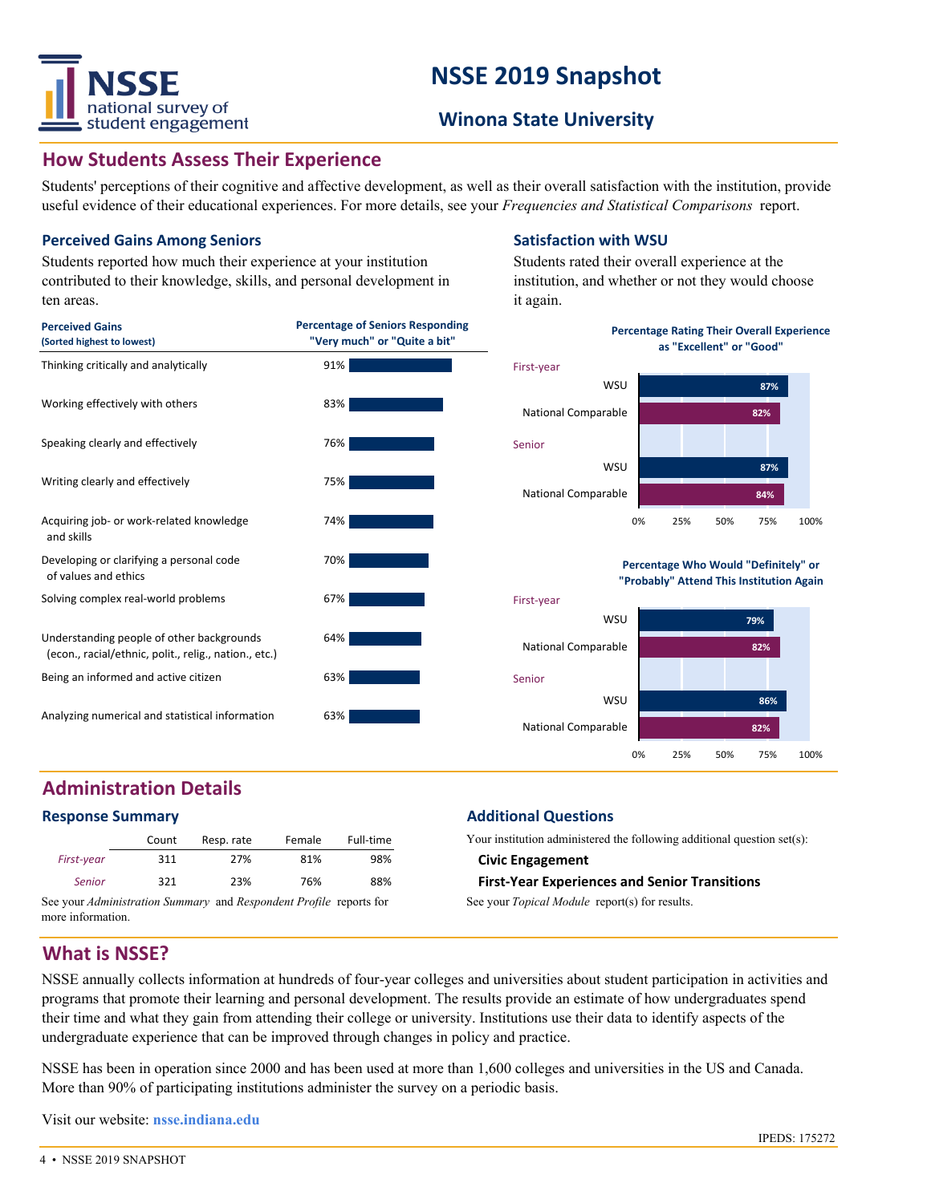NSSE national survey of student engagement

# NSSE 2019 Snapshot

## Winona State University

## How Students Assess Their Experience

Students' perceptions of their cognitive and affective development, as well as their overall satisfaction with the institution, provide useful evidence of their educational experiences. For more details, see your *Frequencies and Statistical Comparisons* report.

### Perceived Gains Among Seniors

Students reported how much their experience at your institution contributed to their knowledge, skills, and personal development in ten areas.

Perceived Gains (Sorted highest to lowest)
Percentage of Seniors Responding "Very much" or "Quite a bit"

Thinking critically and analytically 91%
Working effectively with others 83%
Speaking clearly and effectively 76%
Writing clearly and effectively 75%
Acquiring job- or work-related knowledge and skills 74%
Developing or clarifying a personal code of values and ethics 70%
Solving complex real-world problems 67%
Understanding people of other backgrounds (econ., racial/ethnic, polit., relig., nation., etc.) 64%
Being an informed and active citizen 63%
Analyzing numerical and statistical information 63%

### Satisfaction with WSU

Students rated their overall experience at the institution, and whether or not they would choose it again.

Percentage Rating Their Overall Experience as "Excellent" or "Good"

First-year
WSU 87%
National Comparable 82%
Senior
WSU 87%
National Comparable 84%

0% 25% 50% 75% 100%

Percentage Who Would "Definitely" or "Probably" Attend This Institution Again

First-year
WSU 79%
National Comparable 82%
Senior
WSU 86%
National Comparable 82%

0% 25% 50% 75% 100%

## Administration Details

### Response Summary

| | Count | Resp. rate | Female | Full-time |
|---|---|---|---|---|
| *First-year* | 311 | 27% | 81% | 98% |
| *Senior* | 321 | 23% | 76% | 88% |

See your *Administration Summary* and *Respondent Profile* reports for more information.

### Additional Questions

Your institution administered the following additional question set(s):

**Civic Engagement**

**First-Year Experiences and Senior Transitions**

See your *Topical Module* report(s) for results.

## What is NSSE?

NSSE annually collects information at hundreds of four-year colleges and universities about student participation in activities and programs that promote their learning and personal development. The results provide an estimate of how undergraduates spend their time and what they gain from attending their college or university. Institutions use their data to identify aspects of the undergraduate experience that can be improved through changes in policy and practice.

NSSE has been in operation since 2000 and has been used at more than 1,600 colleges and universities in the US and Canada. More than 90% of participating institutions administer the survey on a periodic basis.

Visit our website: **nsse.indiana.edu**

IPEDS: 175272